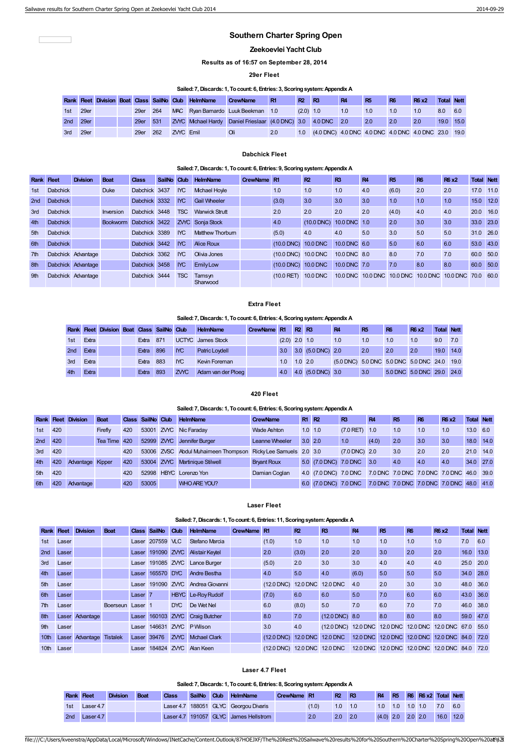# Southern Charter Spring Open

## Zeekoevlei Yacht Club

**Results as of 16:57 on September 28, 2014**

### 29er Fleet

**Sailed: 7, Discards: 1, To count: 6, Entries: 3, Scoring system: Appendix A**

| Rank | Fleet | Division | Boat | Class | SailNo | Club | HelmName | CrewName | R1 | R2 | R3 | R4 | R5 | R6 | R6 x2 | Total | Nett |
|---|---|---|---|---|---|---|---|---|---|---|---|---|---|---|---|---|---|
| 1st | 29er | | | 29er | 264 | MAC | Ryan Barnardo | Luuk Beekman | 1.0 | (2.0) | 1.0 | 1.0 | 1.0 | 1.0 | 1.0 | 8.0 | 6.0 |
| 2nd | 29er | | | 29er | 531 | ZVYC | Michael Hardy | Daniel Frieslaar | (4.0 DNC) | 3.0 | 4.0 DNC | 2.0 | 2.0 | 2.0 | 2.0 | 19.0 | 15.0 |
| 3rd | 29er | | | 29er | 262 | ZVYC | Emil | Oli | 2.0 | 1.0 | (4.0 DNC) | 4.0 DNC | 4.0 DNC | 4.0 DNC | 4.0 DNC | 23.0 | 19.0 |

### Dabchick Fleet

**Sailed: 7, Discards: 1, To count: 6, Entries: 9, Scoring system: Appendix A**

| Rank | Fleet | Division | Boat | Class | SailNo | Club | HelmName | CrewName | R1 | R2 | R3 | R4 | R5 | R6 | R6 x2 | Total | Nett |
|---|---|---|---|---|---|---|---|---|---|---|---|---|---|---|---|---|---|
| 1st | Dabchick | | Duke | Dabchick | 3437 | IYC | Michael Hoyle | | 1.0 | 1.0 | 1.0 | 4.0 | (6.0) | 2.0 | 2.0 | 17.0 | 11.0 |
| 2nd | Dabchick | | | Dabchick | 3332 | IYC | Gail Wheeler | | (3.0) | 3.0 | 3.0 | 3.0 | 1.0 | 1.0 | 1.0 | 15.0 | 12.0 |
| 3rd | Dabchick | | Inversion | Dabchick | 3448 | TSC | Warwick Strutt | | 2.0 | 2.0 | 2.0 | 2.0 | (4.0) | 4.0 | 4.0 | 20.0 | 16.0 |
| 4th | Dabchick | | Bookworm | Dabchick | 3422 | ZVYC | Sonja Stock | | 4.0 | (10.0 DNC) | 10.0 DNC | 1.0 | 2.0 | 3.0 | 3.0 | 33.0 | 23.0 |
| 5th | Dabchick | | | Dabchick | 3389 | IYC | Matthew Thorburn | | (5.0) | 4.0 | 4.0 | 5.0 | 3.0 | 5.0 | 5.0 | 31.0 | 26.0 |
| 6th | Dabchick | | | Dabchick | 3442 | IYC | Alice Roux | | (10.0 DNC) | 10.0 DNC | 10.0 DNC | 6.0 | 5.0 | 6.0 | 6.0 | 53.0 | 43.0 |
| 7th | Dabchick | Advantage | | Dabchick | 3362 | IYC | Olivia Jones | | (10.0 DNC) | 10.0 DNC | 10.0 DNC | 8.0 | 8.0 | 7.0 | 7.0 | 60.0 | 50.0 |
| 8th | Dabchick | Advantage | | Dabchick | 3458 | IYC | Emily Low | | (10.0 DNC) | 10.0 DNC | 10.0 DNC | 7.0 | 7.0 | 8.0 | 8.0 | 60.0 | 50.0 |
| 9th | Dabchick | Advantage | | Dabchick | 3444 | TSC | Tamsyn Sharwood | | (10.0 RET) | 10.0 DNC | 10.0 DNC | 10.0 DNC | 10.0 DNC | 10.0 DNC | 10.0 DNC | 70.0 | 60.0 |

### Extra Fleet

**Sailed: 7, Discards: 1, To count: 6, Entries: 4, Scoring system: Appendix A**

| Rank | Fleet | Division | Boat | Class | SailNo | Club | HelmName | CrewName | R1 | R2 | R3 | R4 | R5 | R6 | R6 x2 | Total | Nett |
|---|---|---|---|---|---|---|---|---|---|---|---|---|---|---|---|---|---|
| 1st | Extra | | | Extra | 871 | UCTYC | James Stock | | (2.0) | 2.0 | 1.0 | 1.0 | 1.0 | 1.0 | 1.0 | 9.0 | 7.0 |
| 2nd | Extra | | | Extra | 896 | IYC | Patric Loydell | | 3.0 | 3.0 | (5.0 DNC) | 2.0 | 2.0 | 2.0 | 2.0 | 19.0 | 14.0 |
| 3rd | Extra | | | Extra | 883 | IYC | Kevin Foreman | | 1.0 | 1.0 | 2.0 | (5.0 DNC) | 5.0 DNC | 5.0 DNC | 5.0 DNC | 24.0 | 19.0 |
| 4th | Extra | | | Extra | 893 | ZVYC | Adam van der Ploeg | | 4.0 | 4.0 | (5.0 DNC) | 3.0 | 3.0 | 5.0 DNC | 5.0 DNC | 29.0 | 24.0 |

### 420 Fleet

**Sailed: 7, Discards: 1, To count: 6, Entries: 6, Scoring system: Appendix A**

| Rank | Fleet | Division | Boat | Class | SailNo | Club | HelmName | CrewName | R1 | R2 | R3 | R4 | R5 | R6 | R6 x2 | Total | Nett |
|---|---|---|---|---|---|---|---|---|---|---|---|---|---|---|---|---|---|
| 1st | 420 | | Firefly | 420 | 53001 | ZVYC | Nic Faraday | Wade Ashton | 1.0 | 1.0 | (7.0 RET) | 1.0 | 1.0 | 1.0 | 1.0 | 13.0 | 6.0 |
| 2nd | 420 | | Tea Time | 420 | 52999 | ZVYC | Jennifer Burger | Leanne Wheeler | 3.0 | 2.0 | 1.0 | (4.0) | 2.0 | 3.0 | 3.0 | 18.0 | 14.0 |
| 3rd | 420 | | | 420 | 53006 | ZVSC | Abdul Muhaimeen Thompson | Ricky Lee Samuels | 2.0 | 3.0 | (7.0 DNC) | 2.0 | 3.0 | 2.0 | 2.0 | 21.0 | 14.0 |
| 4th | 420 | Advantage | Kipper | 420 | 53004 | ZVYC | Martinique Stilwell | Bryant Roux | 5.0 | (7.0 DNC) | 7.0 DNC | 3.0 | 4.0 | 4.0 | 4.0 | 34.0 | 27.0 |
| 5th | 420 | | | 420 | 52998 | HBYC | Lorenzo Yon | Damian Coglan | 4.0 | (7.0 DNC) | 7.0 DNC | 7.0 DNC | 7.0 DNC | 7.0 DNC | 7.0 DNC | 46.0 | 39.0 |
| 6th | 420 | Advantage | | 420 | 53005 | | WHO ARE YOU? | | 6.0 | (7.0 DNC) | 7.0 DNC | 7.0 DNC | 7.0 DNC | 7.0 DNC | 7.0 DNC | 48.0 | 41.0 |

### Laser Fleet

**Sailed: 7, Discards: 1, To count: 6, Entries: 11, Scoring system: Appendix A**

| Rank | Fleet | Division | Boat | Class | SailNo | Club | HelmName | CrewName | R1 | R2 | R3 | R4 | R5 | R6 | R6 x2 | Total | Nett |
|---|---|---|---|---|---|---|---|---|---|---|---|---|---|---|---|---|---|
| 1st | Laser | | | Laser | 207559 | VLC | Stefano Marcia | | (1.0) | 1.0 | 1.0 | 1.0 | 1.0 | 1.0 | 1.0 | 7.0 | 6.0 |
| 2nd | Laser | | | Laser | 191090 | ZVYC | Alistair Keytel | | 2.0 | (3.0) | 2.0 | 2.0 | 3.0 | 2.0 | 2.0 | 16.0 | 13.0 |
| 3rd | Laser | | | Laser | 191085 | ZVYC | Lance Burger | | (5.0) | 2.0 | 3.0 | 3.0 | 4.0 | 4.0 | 4.0 | 25.0 | 20.0 |
| 4th | Laser | | | Laser | 165570 | DYC | Andre Bestha | | 4.0 | 5.0 | 4.0 | (6.0) | 5.0 | 5.0 | 5.0 | 34.0 | 28.0 |
| 5th | Laser | | | Laser | 191090 | ZVYC | Andrea Giovanni | | (12.0 DNC) | 12.0 DNC | 12.0 DNC | 4.0 | 2.0 | 3.0 | 3.0 | 48.0 | 36.0 |
| 6th | Laser | | | Laser | 7 | HBYC | Le-Roy Rudolf | | (7.0) | 6.0 | 6.0 | 5.0 | 7.0 | 6.0 | 6.0 | 43.0 | 36.0 |
| 7th | Laser | | Boerseun | Laser | 1 | DYC | De Wet Nel | | 6.0 | (8.0) | 5.0 | 7.0 | 6.0 | 7.0 | 7.0 | 46.0 | 38.0 |
| 8th | Laser | Advantage | | Laser | 160103 | ZVYC | Craig Butcher | | 8.0 | 7.0 | (12.0 DNC) | 8.0 | 8.0 | 8.0 | 8.0 | 59.0 | 47.0 |
| 9th | Laser | | | Laser | 146631 | ZVYC | P Wilson | | 3.0 | 4.0 | (12.0 DNC) | 12.0 DNC | 12.0 DNC | 12.0 DNC | 12.0 DNC | 67.0 | 55.0 |
| 10th | Laser | Advantage | Tistalek | Laser | 39476 | ZVYC | Michael Clark | | (12.0 DNC) | 12.0 DNC | 12.0 DNC | 12.0 DNC | 12.0 DNC | 12.0 DNC | 12.0 DNC | 84.0 | 72.0 |
| 10th | Laser | | | Laser | 184824 | ZVYC | Alan Keen | | (12.0 DNC) | 12.0 DNC | 12.0 DNC | 12.0 DNC | 12.0 DNC | 12.0 DNC | 12.0 DNC | 84.0 | 72.0 |

### Laser 4.7 Fleet

**Sailed: 7, Discards: 1, To count: 6, Entries: 8, Scoring system: Appendix A**

| Rank | Fleet | Division | Boat | Class | SailNo | Club | HelmName | CrewName | R1 | R2 | R3 | R4 | R5 | R6 | R6 x2 | Total | Nett |
|---|---|---|---|---|---|---|---|---|---|---|---|---|---|---|---|---|---|
| 1st | Laser 4.7 | | | Laser 4.7 | 188051 | GLYC | Georgou Divaris | | (1.0) | 1.0 | 1.0 | 1.0 | 1.0 | 1.0 | 1.0 | 7.0 | 6.0 |
| 2nd | Laser 4.7 | | | Laser 4.7 | 191057 | GLYC | James Hellstrom | | 2.0 | 2.0 | 2.0 | (4.0) | 2.0 | 2.0 | 2.0 | 16.0 | 12.0 |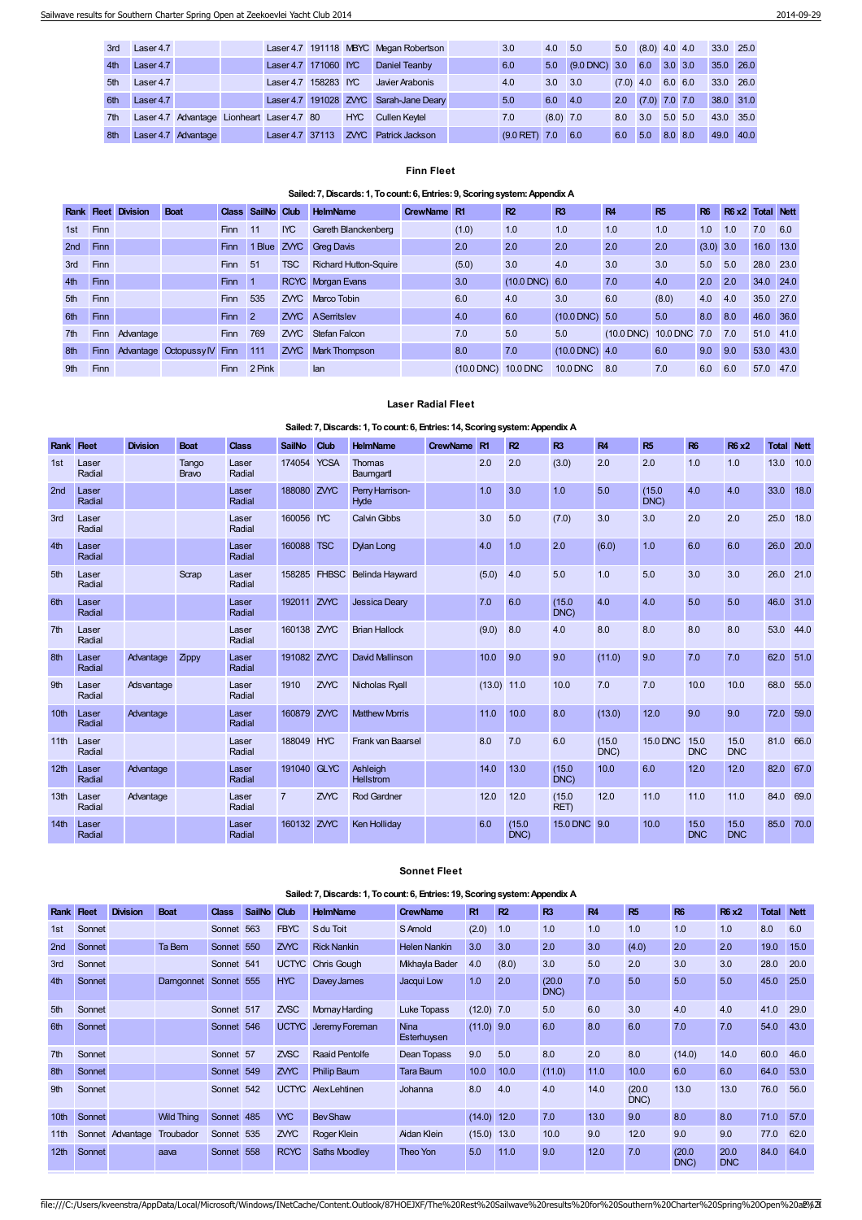| 3rd | Laser 4.7 | | | Laser 4.7 | 191118 | MBYC | Megan Robertson | | 3.0 | 4.0 | 5.0 | 5.0 | (8.0) | 4.0 | 4.0 | 33.0 | 25.0 |
|---|---|---|---|---|---|---|---|---|---|---|---|---|---|---|---|---|---|
| 4th | Laser 4.7 | | | Laser 4.7 | 171060 | IYC | Daniel Teanby | | 6.0 | 5.0 | (9.0 DNC) | 3.0 | 6.0 | 3.0 | 3.0 | 35.0 | 26.0 |
| 5th | Laser 4.7 | | | Laser 4.7 | 158283 | IYC | Javier Arabonis | | 4.0 | 3.0 | 3.0 | (7.0) | 4.0 | 6.0 | 6.0 | 33.0 | 26.0 |
| 6th | Laser 4.7 | | | Laser 4.7 | 191028 | ZVYC | Sarah-Jane Deary | | 5.0 | 6.0 | 4.0 | 2.0 | (7.0) | 7.0 | 7.0 | 38.0 | 31.0 |
| 7th | Laser 4.7 | Advantage | Lionheart | Laser 4.7 | 80 | HYC | Cullen Keytel | | 7.0 | (8.0) | 7.0 | 8.0 | 3.0 | 5.0 | 5.0 | 43.0 | 35.0 |
| 8th | Laser 4.7 | Advantage | | Laser 4.7 | 37113 | ZVYC | Patrick Jackson | | (9.0 RET) | 7.0 | 6.0 | 6.0 | 5.0 | 8.0 | 8.0 | 49.0 | 40.0 |

### Finn Fleet

**Sailed: 7, Discards: 1, To count: 6, Entries: 9, Scoring system: Appendix A**

| Rank | Fleet | Division | Boat | Class | SailNo | Club | HelmName | CrewName | R1 | R2 | R3 | R4 | R5 | R6 | R6 x2 | Total | Nett |
|---|---|---|---|---|---|---|---|---|---|---|---|---|---|---|---|---|---|
| 1st | Finn | | | Finn | 11 | IYC | Gareth Blanckenberg | | (1.0) | 1.0 | 1.0 | 1.0 | 1.0 | 1.0 | 1.0 | 7.0 | 6.0 |
| 2nd | Finn | | | Finn | 1 Blue | ZVYC | Greg Davis | | 2.0 | 2.0 | 2.0 | 2.0 | 2.0 | (3.0) | 3.0 | 16.0 | 13.0 |
| 3rd | Finn | | | Finn | 51 | TSC | Richard Hutton-Squire | | (5.0) | 3.0 | 4.0 | 3.0 | 3.0 | 5.0 | 5.0 | 28.0 | 23.0 |
| 4th | Finn | | | Finn | 1 | RCYC | Morgan Evans | | 3.0 | (10.0 DNC) | 6.0 | 7.0 | 4.0 | 2.0 | 2.0 | 34.0 | 24.0 |
| 5th | Finn | | | Finn | 535 | ZVYC | Marco Tobin | | 6.0 | 4.0 | 3.0 | 6.0 | (8.0) | 4.0 | 4.0 | 35.0 | 27.0 |
| 6th | Finn | | | Finn | 2 | ZVYC | A Serritslev | | 4.0 | 6.0 | (10.0 DNC) | 5.0 | 5.0 | 8.0 | 8.0 | 46.0 | 36.0 |
| 7th | Finn | Advantage | | Finn | 769 | ZVYC | Stefan Falcon | | 7.0 | 5.0 | 5.0 | (10.0 DNC) | 10.0 DNC | 7.0 | 7.0 | 51.0 | 41.0 |
| 8th | Finn | Advantage | Octopussy IV | Finn | 111 | ZVYC | Mark Thompson | | 8.0 | 7.0 | (10.0 DNC) | 4.0 | 6.0 | 9.0 | 9.0 | 53.0 | 43.0 |
| 9th | Finn | | | Finn | 2 Pink | | Ian | | (10.0 DNC) | 10.0 DNC | 10.0 DNC | 8.0 | 7.0 | 6.0 | 6.0 | 57.0 | 47.0 |

### Laser Radial Fleet

**Sailed: 7, Discards: 1, To count: 6, Entries: 14, Scoring system: Appendix A**

| Rank | Fleet | Division | Boat | Class | SailNo | Club | HelmName | CrewName | R1 | R2 | R3 | R4 | R5 | R6 | R6 x2 | Total | Nett |
|---|---|---|---|---|---|---|---|---|---|---|---|---|---|---|---|---|---|
| 1st | Laser Radial | | Tango Bravo | Laser Radial | 174054 | YCSA | Thomas Baumgartl | | 2.0 | 2.0 | (3.0) | 2.0 | 2.0 | 1.0 | 1.0 | 13.0 | 10.0 |
| 2nd | Laser Radial | | | Laser Radial | 188080 | ZVYC | Perry Harrison-Hyde | | 1.0 | 3.0 | 1.0 | 5.0 | (15.0 DNC) | 4.0 | 4.0 | 33.0 | 18.0 |
| 3rd | Laser Radial | | | Laser Radial | 160056 | IYC | Calvin Gibbs | | 3.0 | 5.0 | (7.0) | 3.0 | 3.0 | 2.0 | 2.0 | 25.0 | 18.0 |
| 4th | Laser Radial | | | Laser Radial | 160088 | TSC | Dylan Long | | 4.0 | 1.0 | 2.0 | (6.0) | 1.0 | 6.0 | 6.0 | 26.0 | 20.0 |
| 5th | Laser Radial | | Scrap | Laser Radial | 158285 | FHBSC | Belinda Hayward | | (5.0) | 4.0 | 5.0 | 1.0 | 5.0 | 3.0 | 3.0 | 26.0 | 21.0 |
| 6th | Laser Radial | | | Laser Radial | 192011 | ZVYC | Jessica Deary | | 7.0 | 6.0 | (15.0 DNC) | 4.0 | 4.0 | 5.0 | 5.0 | 46.0 | 31.0 |
| 7th | Laser Radial | | | Laser Radial | 160138 | ZVYC | Brian Hallock | | (9.0) | 8.0 | 4.0 | 8.0 | 8.0 | 8.0 | 8.0 | 53.0 | 44.0 |
| 8th | Laser Radial | Advantage | Zippy | Laser Radial | 191082 | ZVYC | David Mallinson | | 10.0 | 9.0 | 9.0 | (11.0) | 9.0 | 7.0 | 7.0 | 62.0 | 51.0 |
| 9th | Laser Radial | Adsvantage | | Laser Radial | 1910 | ZVYC | Nicholas Ryall | | (13.0) | 11.0 | 10.0 | 7.0 | 7.0 | 10.0 | 10.0 | 68.0 | 55.0 |
| 10th | Laser Radial | Advantage | | Laser Radial | 160879 | ZVYC | Matthew Morris | | 11.0 | 10.0 | 8.0 | (13.0) | 12.0 | 9.0 | 9.0 | 72.0 | 59.0 |
| 11th | Laser Radial | | | Laser Radial | 188049 | HYC | Frank van Baarsel | | 8.0 | 7.0 | 6.0 | (15.0 DNC) | 15.0 DNC | 15.0 DNC | 15.0 DNC | 81.0 | 66.0 |
| 12th | Laser Radial | Advantage | | Laser Radial | 191040 | GLYC | Ashleigh Hellstrom | | 14.0 | 13.0 | (15.0 DNC) | 10.0 | 6.0 | 12.0 | 12.0 | 82.0 | 67.0 |
| 13th | Laser Radial | Advantage | | Laser Radial | 7 | ZVYC | Rod Gardner | | 12.0 | 12.0 | (15.0 RET) | 12.0 | 11.0 | 11.0 | 11.0 | 84.0 | 69.0 |
| 14th | Laser Radial | | | Laser Radial | 160132 | ZVYC | Ken Holliday | | 6.0 | (15.0 DNC) | 15.0 DNC | 9.0 | 10.0 | 15.0 DNC | 15.0 DNC | 85.0 | 70.0 |

### Sonnet Fleet

**Sailed: 7, Discards: 1, To count: 6, Entries: 19, Scoring system: Appendix A**

| Rank | Fleet | Division | Boat | Class | SailNo | Club | HelmName | CrewName | R1 | R2 | R3 | R4 | R5 | R6 | R6 x2 | Total | Nett |
|---|---|---|---|---|---|---|---|---|---|---|---|---|---|---|---|---|---|
| 1st | Sonnet | | | Sonnet | 563 | FBYC | S du Toit | S Arnold | (2.0) | 1.0 | 1.0 | 1.0 | 1.0 | 1.0 | 1.0 | 8.0 | 6.0 |
| 2nd | Sonnet | | Ta Bern | Sonnet | 550 | ZVYC | Rick Nankin | Helen Nankin | 3.0 | 3.0 | 2.0 | 3.0 | (4.0) | 2.0 | 2.0 | 19.0 | 15.0 |
| 3rd | Sonnet | | | Sonnet | 541 | UCTYC | Chris Gough | Mikhayla Bader | 4.0 | (8.0) | 3.0 | 5.0 | 2.0 | 3.0 | 3.0 | 28.0 | 20.0 |
| 4th | Sonnet | | Darngonnet | Sonnet | 555 | HYC | Davey James | Jacqui Low | 1.0 | 2.0 | (20.0 DNC) | 7.0 | 5.0 | 5.0 | 5.0 | 45.0 | 25.0 |
| 5th | Sonnet | | | Sonnet | 517 | ZVSC | Murray Harding | Luke Topass | (12.0) | 7.0 | 5.0 | 6.0 | 3.0 | 4.0 | 4.0 | 41.0 | 29.0 |
| 6th | Sonnet | | | Sonnet | 546 | UCTYC | Jeremy Foreman | Nina Esterhuysen | (11.0) | 9.0 | 6.0 | 8.0 | 6.0 | 7.0 | 7.0 | 54.0 | 43.0 |
| 7th | Sonnet | | | Sonnet | 57 | ZVSC | Raaid Pentolfe | Dean Topass | 9.0 | 5.0 | 8.0 | 2.0 | 8.0 | (14.0) | 14.0 | 60.0 | 46.0 |
| 8th | Sonnet | | | Sonnet | 549 | ZVYC | Philip Baum | Tara Baum | 10.0 | 10.0 | (11.0) | 11.0 | 10.0 | 6.0 | 6.0 | 64.0 | 53.0 |
| 9th | Sonnet | | | Sonnet | 542 | UCTYC | Alex Lehtinen | Johanna | 8.0 | 4.0 | 4.0 | 14.0 | (20.0 DNC) | 13.0 | 13.0 | 76.0 | 56.0 |
| 10th | Sonnet | | Wild Thing | Sonnet | 485 | VYC | Bev Shaw | | (14.0) | 12.0 | 7.0 | 13.0 | 9.0 | 8.0 | 8.0 | 71.0 | 57.0 |
| 11th | Sonnet | Advantage | Troubador | Sonnet | 535 | ZVYC | Roger Klein | Aidan Klein | (15.0) | 13.0 | 10.0 | 9.0 | 12.0 | 9.0 | 9.0 | 77.0 | 62.0 |
| 12th | Sonnet | | aava | Sonnet | 558 | RCYC | Saths Moodley | Theo Yon | 5.0 | 11.0 | 9.0 | 12.0 | 7.0 | (20.0 DNC) | 20.0 DNC | 84.0 | 64.0 |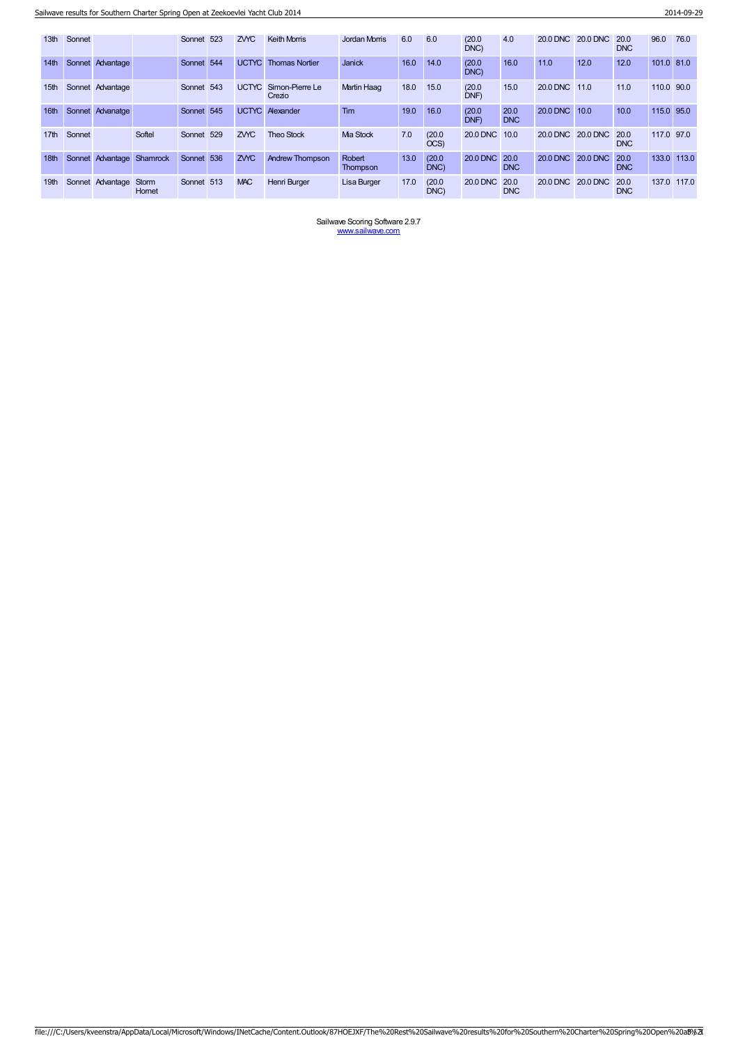| | | | | | | | | | | | | | | | | | | |
|---|---|---|---|---|---|---|---|---|---|---|---|---|---|---|---|---|---|---|
| 13th | Sonnet | | | Sonnet | 523 | ZVYC | Keith Morris | Jordan Morris | 6.0 | 6.0 | (20.0 DNC) | 4.0 | 20.0 DNC | 20.0 DNC | 20.0 DNC | 96.0 | 76.0 |
| 14th | Sonnet | Advantage | | Sonnet | 544 | UCTYC | Thomas Nortier | Janick | 16.0 | 14.0 | (20.0 DNC) | 16.0 | 11.0 | 12.0 | 12.0 | 101.0 | 81.0 |
| 15th | Sonnet | Advantage | | Sonnet | 543 | UCTYC | Simon-Pierre Le Crezio | Martin Haag | 18.0 | 15.0 | (20.0 DNF) | 15.0 | 20.0 DNC | 11.0 | 11.0 | 110.0 | 90.0 |
| 16th | Sonnet | Advanatge | | Sonnet | 545 | UCTYC | Alexander | Tim | 19.0 | 16.0 | (20.0 DNF) | 20.0 DNC | 20.0 DNC | 10.0 | 10.0 | 115.0 | 95.0 |
| 17th | Sonnet | | Softel | Sonnet | 529 | ZVYC | Theo Stock | Mia Stock | 7.0 | (20.0 OCS) | 20.0 DNC | 10.0 | 20.0 DNC | 20.0 DNC | 20.0 DNC | 117.0 | 97.0 |
| 18th | Sonnet | Advantage | Shamrock | Sonnet | 536 | ZVYC | Andrew Thompson | Robert Thompson | 13.0 | (20.0 DNC) | 20.0 DNC | 20.0 DNC | 20.0 DNC | 20.0 DNC | 20.0 DNC | 133.0 | 113.0 |
| 19th | Sonnet | Advantage | Storm Hornet | Sonnet | 513 | MAC | Henri Burger | Lisa Burger | 17.0 | (20.0 DNC) | 20.0 DNC | 20.0 DNC | 20.0 DNC | 20.0 DNC | 20.0 DNC | 137.0 | 117.0 |

Sailwave Scoring Software 2.9.7
www.sailwave.com